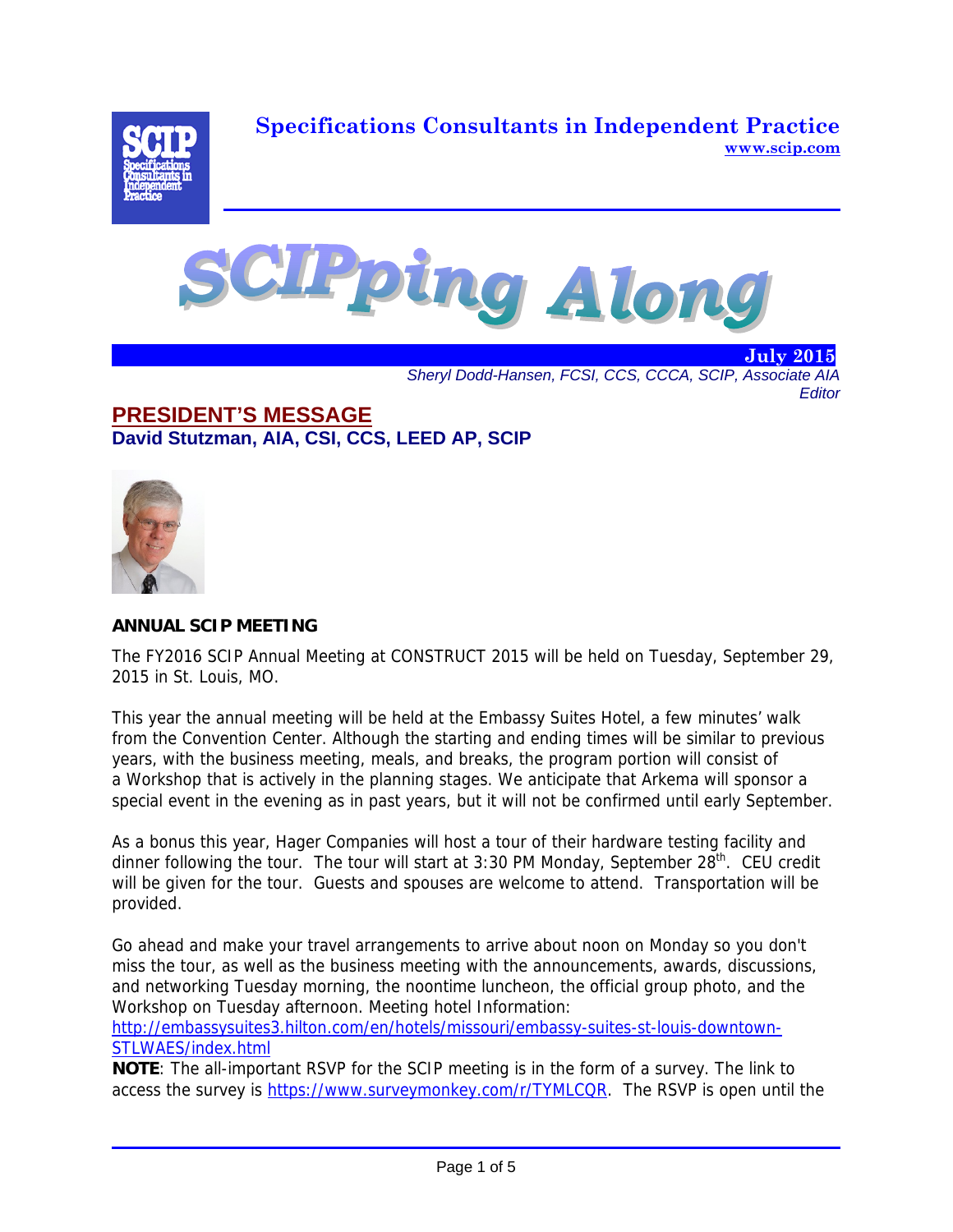# Specifications Consultants in Independent Practice

www.scip.com

# SCIPping Along

**July 2015**

*Sheryl Dodd-Hansen, FCSI, CCS, CCCA, SCIP, Associate AIA*
*Editor*

## PRESIDENT'S MESSAGE

**David Stutzman, AIA, CSI, CCS, LEED AP, SCIP**

### ANNUAL SCIP MEETING

The FY2016 SCIP Annual Meeting at CONSTRUCT 2015 will be held on Tuesday, September 29, 2015 in St. Louis, MO.

This year the annual meeting will be held at the Embassy Suites Hotel, a few minutes' walk from the Convention Center. Although the starting and ending times will be similar to previous years, with the business meeting, meals, and breaks, the program portion will consist of a Workshop that is actively in the planning stages. We anticipate that Arkema will sponsor a special event in the evening as in past years, but it will not be confirmed until early September.

As a bonus this year, Hager Companies will host a tour of their hardware testing facility and dinner following the tour. The tour will start at 3:30 PM Monday, September 28th. CEU credit will be given for the tour. Guests and spouses are welcome to attend. Transportation will be provided.

Go ahead and make your travel arrangements to arrive about noon on Monday so you don't miss the tour, as well as the business meeting with the announcements, awards, discussions, and networking Tuesday morning, the noontime luncheon, the official group photo, and the Workshop on Tuesday afternoon. Meeting hotel Information: http://embassysuites3.hilton.com/en/hotels/missouri/embassy-suites-st-louis-downtown-STLWAES/index.html

**NOTE**: The all-important RSVP for the SCIP meeting is in the form of a survey. The link to access the survey is https://www.surveymonkey.com/r/TYMLCQR. The RSVP is open until the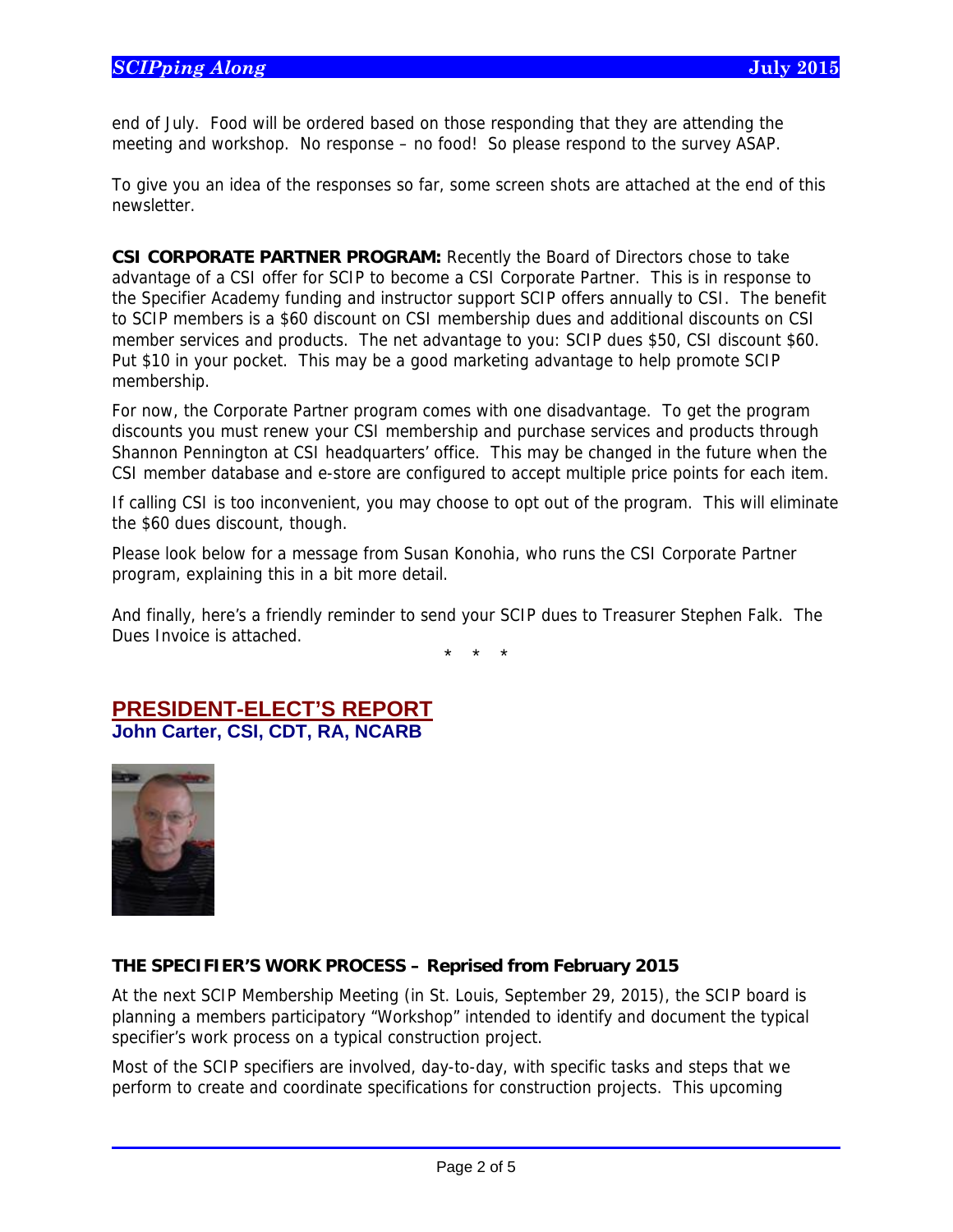end of July. Food will be ordered based on those responding that they are attending the meeting and workshop. No response – no food! So please respond to the survey ASAP.

To give you an idea of the responses so far, some screen shots are attached at the end of this newsletter.

**CSI CORPORATE PARTNER PROGRAM:** Recently the Board of Directors chose to take advantage of a CSI offer for SCIP to become a CSI Corporate Partner. This is in response to the Specifier Academy funding and instructor support SCIP offers annually to CSI. The benefit to SCIP members is a $60 discount on CSI membership dues and additional discounts on CSI member services and products. The net advantage to you: SCIP dues $50, CSI discount $60. Put $10 in your pocket. This may be a good marketing advantage to help promote SCIP membership.

For now, the Corporate Partner program comes with one disadvantage. To get the program discounts you must renew your CSI membership and purchase services and products through Shannon Pennington at CSI headquarters' office. This may be changed in the future when the CSI member database and e-store are configured to accept multiple price points for each item.

If calling CSI is too inconvenient, you may choose to opt out of the program. This will eliminate the $60 dues discount, though.

Please look below for a message from Susan Konohia, who runs the CSI Corporate Partner program, explaining this in a bit more detail.

And finally, here's a friendly reminder to send your SCIP dues to Treasurer Stephen Falk. The Dues Invoice is attached.

\* \* \*

## PRESIDENT-ELECT'S REPORT

**John Carter, CSI, CDT, RA, NCARB**

### THE SPECIFIER'S WORK PROCESS – Reprised from February 2015

At the next SCIP Membership Meeting (in St. Louis, September 29, 2015), the SCIP board is planning a members participatory "Workshop" intended to identify and document the typical specifier's work process on a typical construction project.

Most of the SCIP specifiers are involved, day-to-day, with specific tasks and steps that we perform to create and coordinate specifications for construction projects. This upcoming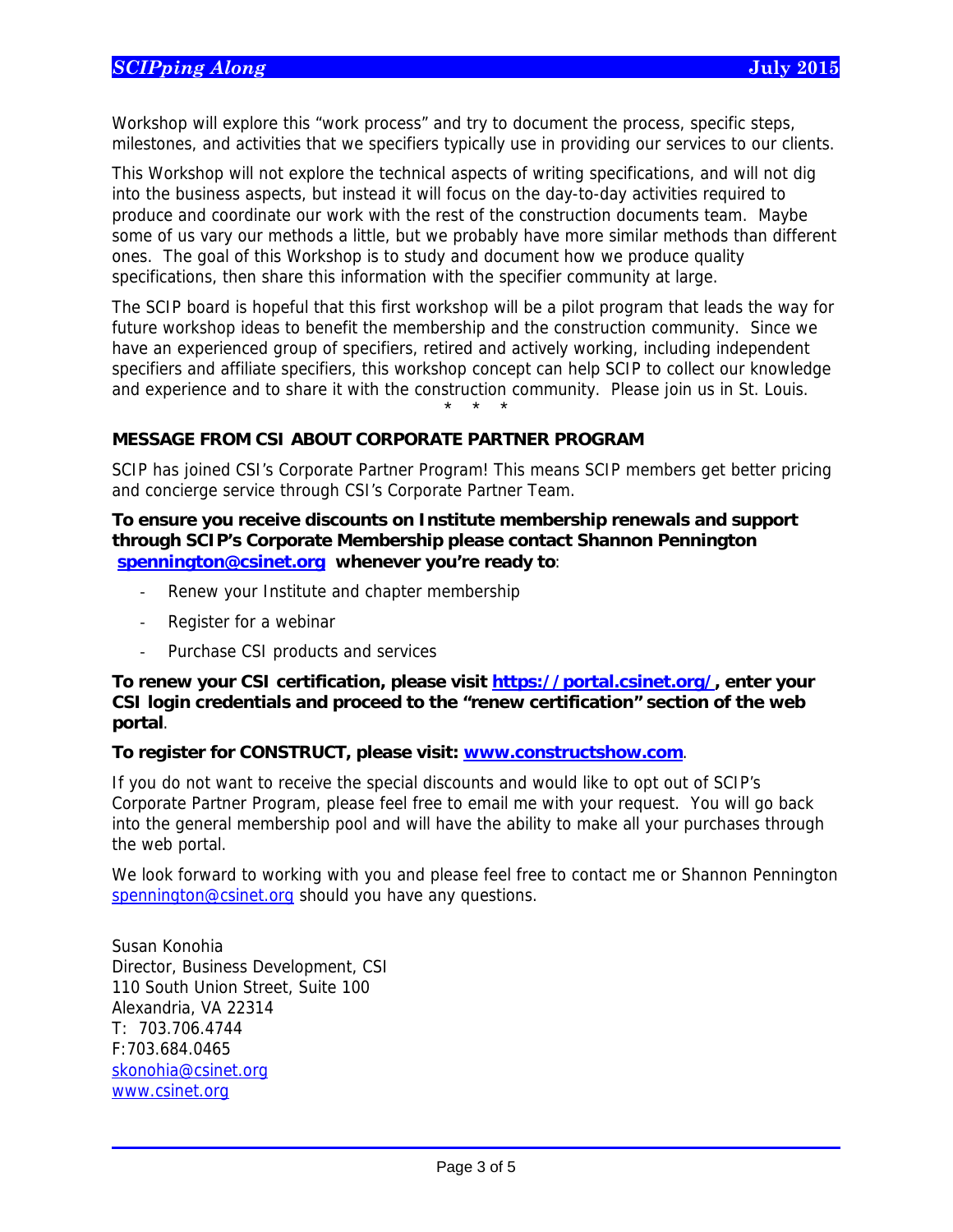Workshop will explore this "work process" and try to document the process, specific steps, milestones, and activities that we specifiers typically use in providing our services to our clients.

This Workshop will not explore the technical aspects of writing specifications, and will not dig into the business aspects, but instead it will focus on the day-to-day activities required to produce and coordinate our work with the rest of the construction documents team. Maybe some of us vary our methods a little, but we probably have more similar methods than different ones. The goal of this Workshop is to study and document how we produce quality specifications, then share this information with the specifier community at large.

The SCIP board is hopeful that this first workshop will be a pilot program that leads the way for future workshop ideas to benefit the membership and the construction community. Since we have an experienced group of specifiers, retired and actively working, including independent specifiers and affiliate specifiers, this workshop concept can help SCIP to collect our knowledge and experience and to share it with the construction community. Please join us in St. Louis.

\* \* \*

**MESSAGE FROM CSI ABOUT CORPORATE PARTNER PROGRAM**

SCIP has joined CSI's Corporate Partner Program! This means SCIP members get better pricing and concierge service through CSI's Corporate Partner Team.

**To ensure you receive discounts on Institute membership renewals and support through SCIP's Corporate Membership please contact Shannon Pennington [spennington@csinet.org](mailto:spennington@csinet.org) whenever you're ready to**:

- Renew your Institute and chapter membership
- Register for a webinar
- Purchase CSI products and services

**To renew your CSI certification, please visit [https://portal.csinet.org/](https://portal.csinet.org/), enter your CSI login credentials and proceed to the "renew certification" section of the web portal**.

**To register for CONSTRUCT, please visit: [www.constructshow.com](http://www.constructshow.com)**.

If you do not want to receive the special discounts and would like to opt out of SCIP's Corporate Partner Program, please feel free to email me with your request. You will go back into the general membership pool and will have the ability to make all your purchases through the web portal.

We look forward to working with you and please feel free to contact me or Shannon Pennington [spennington@csinet.org](mailto:spennington@csinet.org) should you have any questions.

Susan Konohia
Director, Business Development, CSI
110 South Union Street, Suite 100
Alexandria, VA 22314
T: 703.706.4744
F:703.684.0465
[skonohia@csinet.org](mailto:skonohia@csinet.org)
[www.csinet.org](http://www.csinet.org)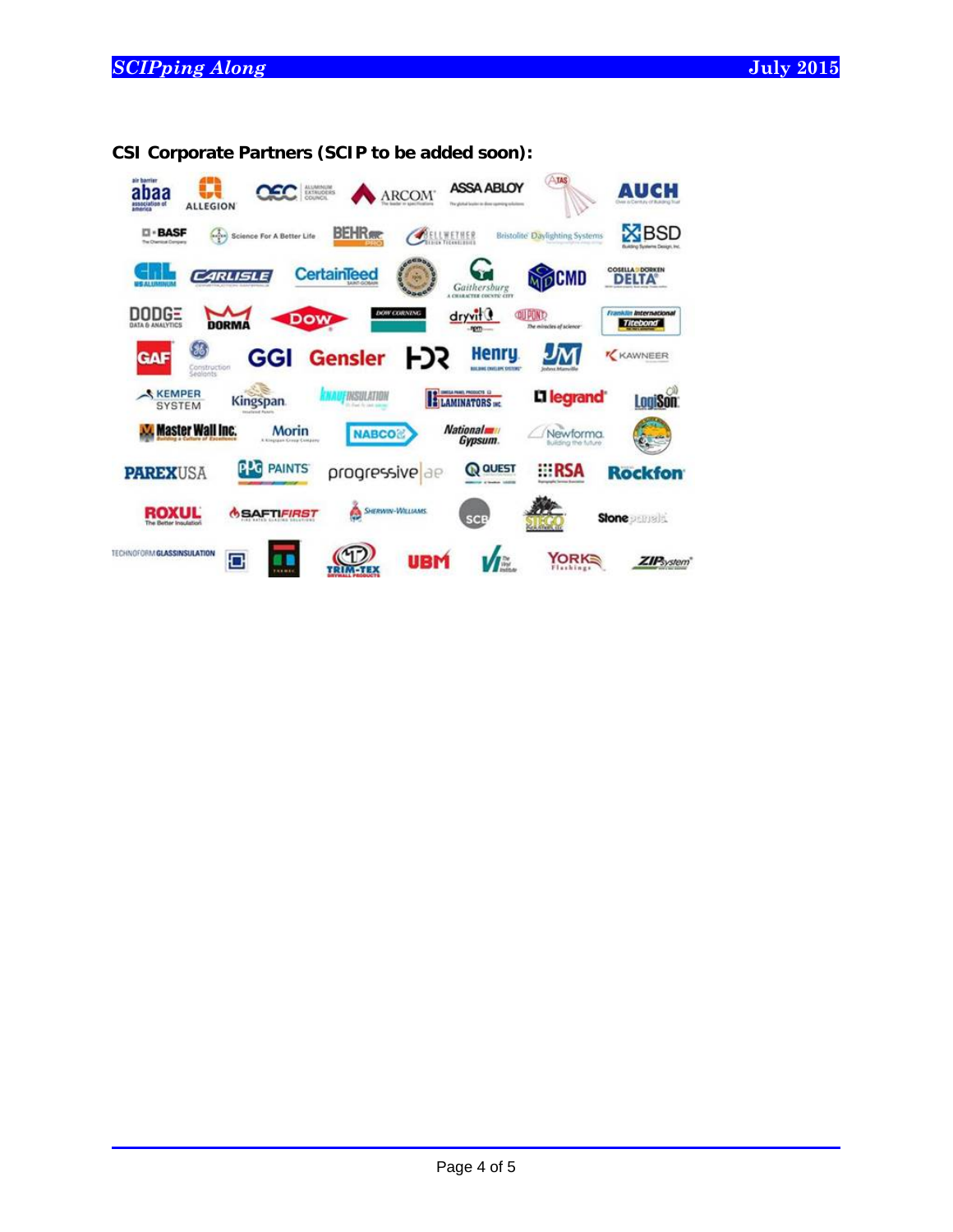**CSI Corporate Partners (SCIP to be added soon):**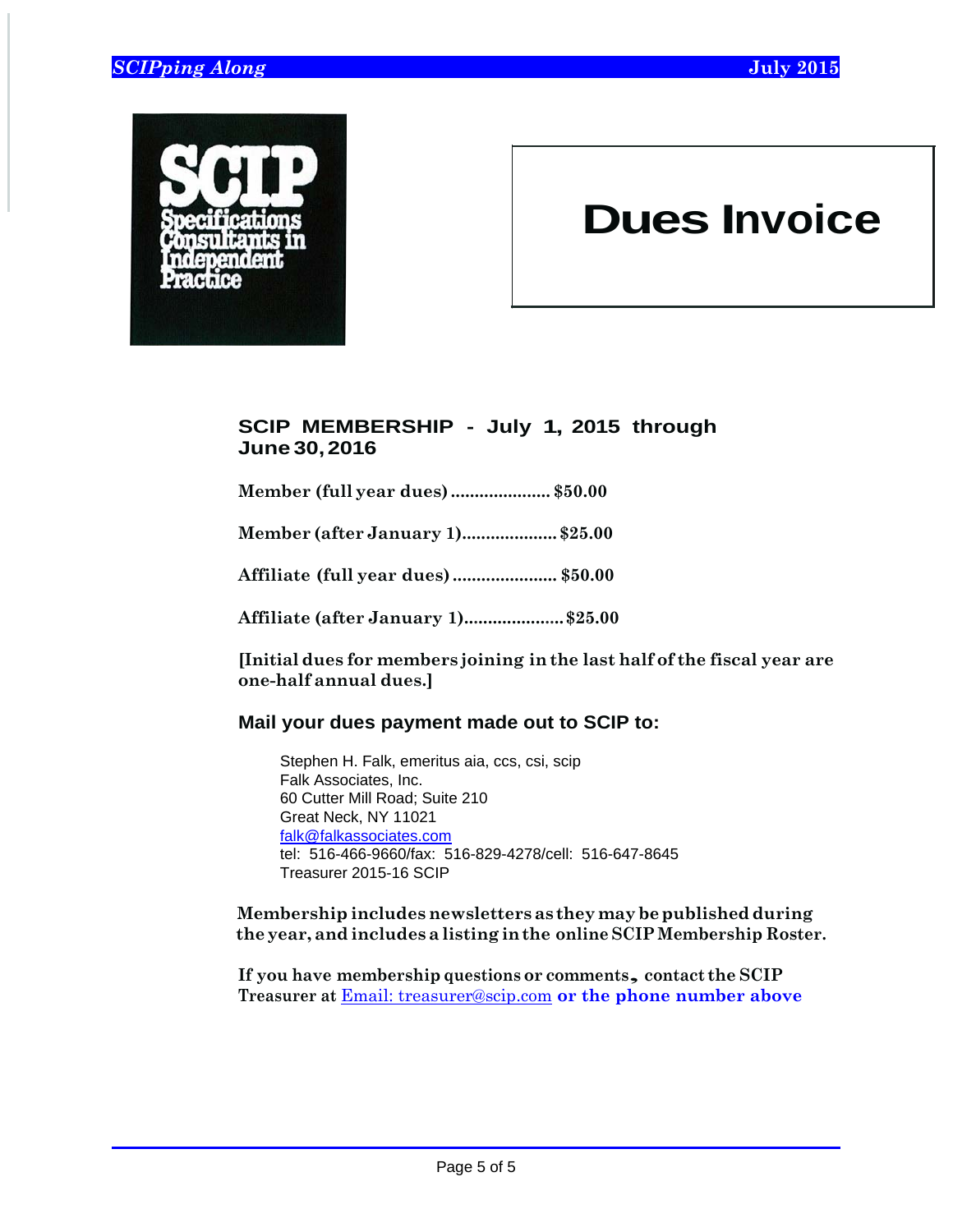SCIP

Specifications Consultants in Independent Practice

# Dues Invoice

## SCIP MEMBERSHIP - July 1, 2015 through June 30, 2016

**Member (full year dues) ..................... $50.00**

**Member (after January 1).................... $25.00**

**Affiliate (full year dues) ...................... $50.00**

**Affiliate (after January 1)..................... $25.00**

**[Initial dues for members joining in the last half of the fiscal year are one-half annual dues.]**

### Mail your dues payment made out to SCIP to:

Stephen H. Falk, emeritus aia, ccs, csi, scip  
Falk Associates, Inc.  
60 Cutter Mill Road; Suite 210  
Great Neck, NY 11021  
falk@falkassociates.com  
tel: 516-466-9660/fax: 516-829-4278/cell: 516-647-8645  
Treasurer 2015-16 SCIP

**Membership includes newsletters as they may be published during the year, and includes a listing in the online SCIP Membership Roster.**

**If you have membership questions or comments, contact the SCIP Treasurer at** Email: treasurer@scip.com **or the phone number above**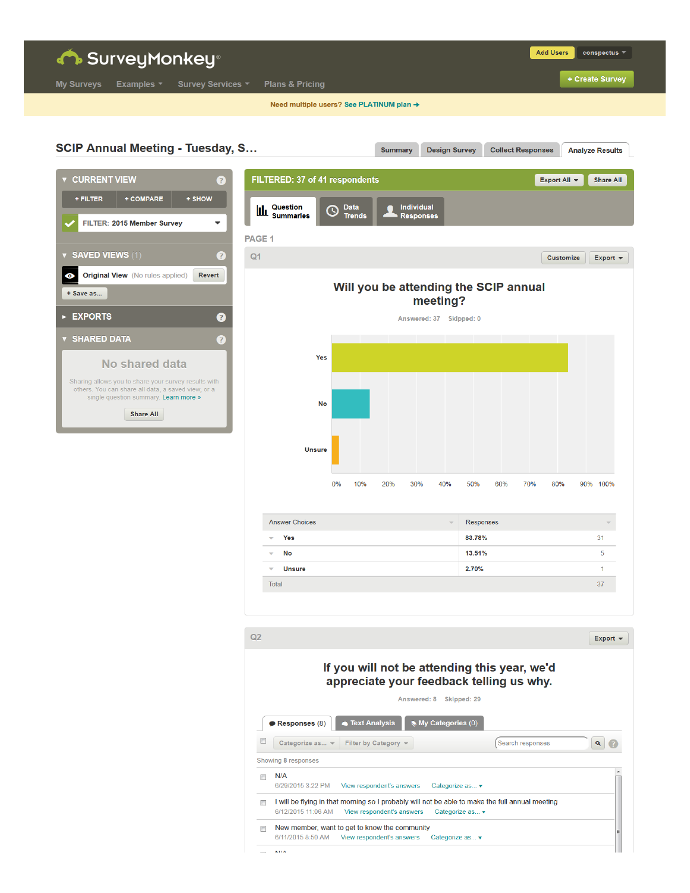SurveyMonkey

My Surveys | Examples | Survey Services | Plans & Pricing

Add Users | conspectus | + Create Survey

Need multiple users? See PLATINUM plan →

## SCIP Annual Meeting - Tuesday, S...

Summary | Design Survey | Collect Responses | Analyze Results

**CURRENT VIEW**

+ FILTER | + COMPARE | + SHOW

FILTER: 2015 Member Survey

**SAVED VIEWS** (1)

Original View (No rules applied) Revert

+ Save as...

**EXPORTS**

**SHARED DATA**

No shared data

Sharing allows you to share your survey results with others. You can share all data, a saved view, or a single question summary. Learn more »

Share All

**FILTERED: 37 of 41 respondents**

Export All | Share All

Question Summaries | Data Trends | Individual Responses

PAGE 1

Q1

Customize | Export

### Will you be attending the SCIP annual meeting?

Answered: 37 Skipped: 0

| Answer Choices | Responses | |
|---|---|---|
| Yes | 83.78% | 31 |
| No | 13.51% | 5 |
| Unsure | 2.70% | 1 |
| Total | | 37 |

Q2

Export

### If you will not be attending this year, we'd appreciate your feedback telling us why.

Answered: 8 Skipped: 29

Responses (8) | Text Analysis | My Categories (0)

Categorize as... | Filter by Category | Search responses

Showing 8 responses

N/A
6/29/2015 3:22 PM View respondent's answers Categorize as...

I will be flying in that morning so I probably will not be able to make the full annual meeting
6/12/2015 11:06 AM View respondent's answers Categorize as...

New member, want to get to know the community
6/11/2015 8:50 AM View respondent's answers Categorize as...

N/A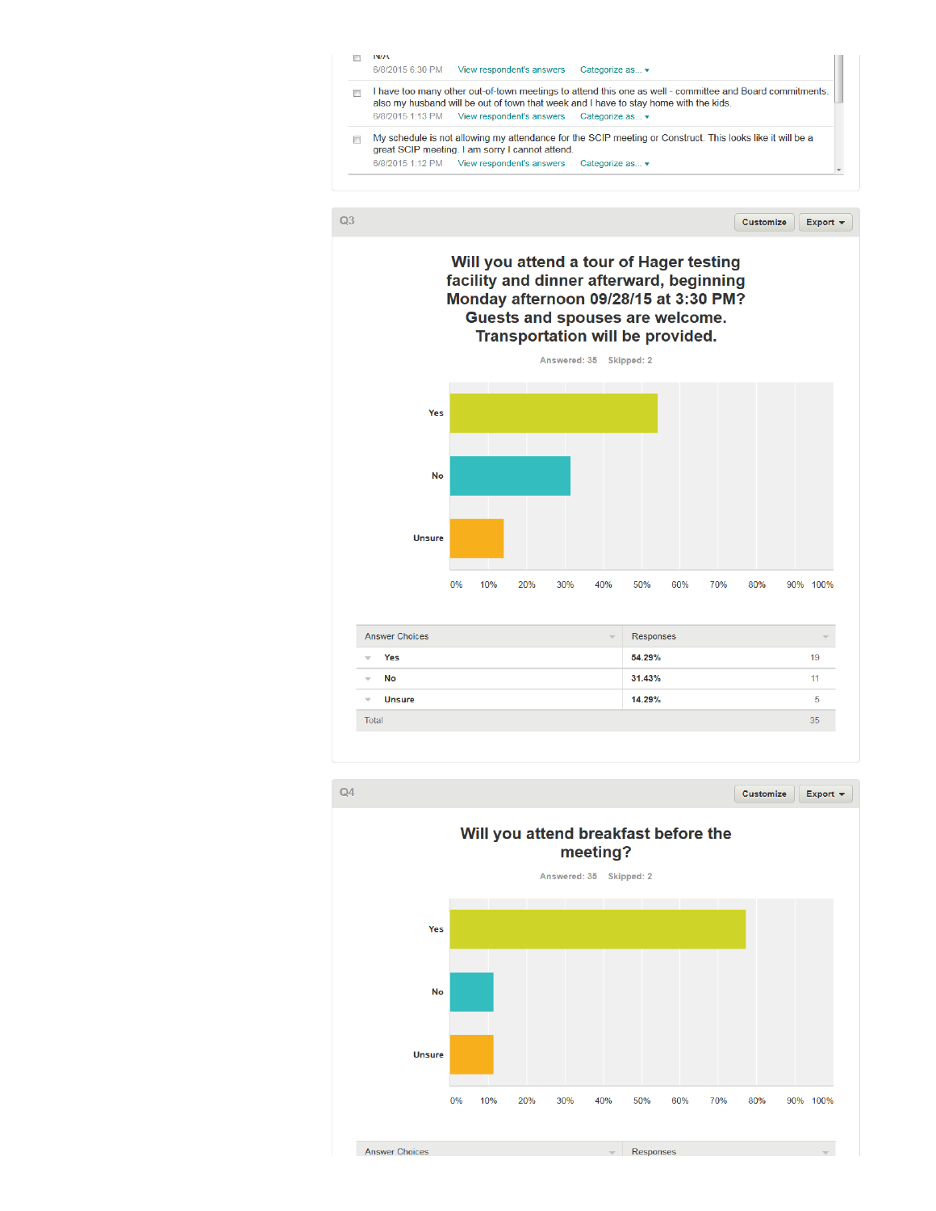N/A

6/8/2015 6:30 PM View respondent's answers Categorize as...

I have too many other out-of-town meetings to attend this one as well - committee and Board commitments. also my husband will be out of town that week and I have to stay home with the kids.

6/8/2015 1:13 PM View respondent's answers Categorize as...

My schedule is not allowing my attendance for the SCIP meeting or Construct. This looks like it will be a great SCIP meeting. I am sorry I cannot attend.

6/8/2015 1:12 PM View respondent's answers Categorize as...

## Q3

### Will you attend a tour of Hager testing facility and dinner afterward, beginning Monday afternoon 09/28/15 at 3:30 PM? Guests and spouses are welcome. Transportation will be provided.

Answered: 35 Skipped: 2

| Answer Choices | Responses | |
|---|---|---|
| Yes | 54.29% | 19 |
| No | 31.43% | 11 |
| Unsure | 14.29% | 5 |
| Total | | 35 |

## Q4

### Will you attend breakfast before the meeting?

Answered: 35 Skipped: 2

| Answer Choices | Responses |
|---|---|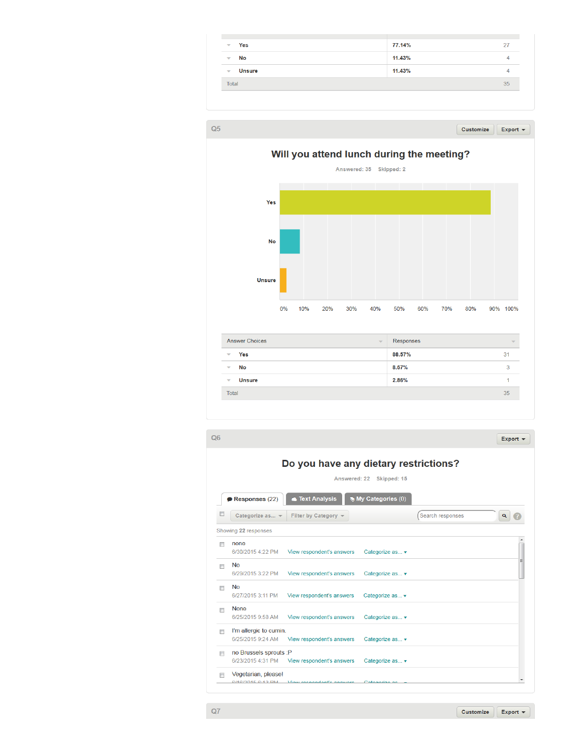| | | |
|---|---|---|
| Yes | 77.14% | 27 |
| No | 11.43% | 4 |
| Unsure | 11.43% | 4 |
| Total | | 35 |

## Q5

Customize Export

### Will you attend lunch during the meeting?

Answered: 35 Skipped: 2

Yes

No

Unsure

0% 10% 20% 30% 40% 50% 60% 70% 80% 90% 100%

| Answer Choices | Responses | |
|---|---|---|
| Yes | 88.57% | 31 |
| No | 8.57% | 3 |
| Unsure | 2.86% | 1 |
| Total | | 35 |

## Q6

Export

### Do you have any dietary restrictions?

Answered: 22 Skipped: 15

Responses (22) Text Analysis My Categories (0)

Categorize as... Filter by Category Search responses

Showing 22 responses

none
6/30/2015 4:22 PM View respondent's answers Categorize as...

No
6/29/2015 3:22 PM View respondent's answers Categorize as...

No
6/27/2015 3:11 PM View respondent's answers Categorize as...

None
6/25/2015 9:58 AM View respondent's answers Categorize as...

I'm allergic to cumin.
6/25/2015 9:24 AM View respondent's answers Categorize as...

no Brussels sprouts :P
6/23/2015 4:31 PM View respondent's answers Categorize as...

Vegetarian, please!

## Q7

Customize Export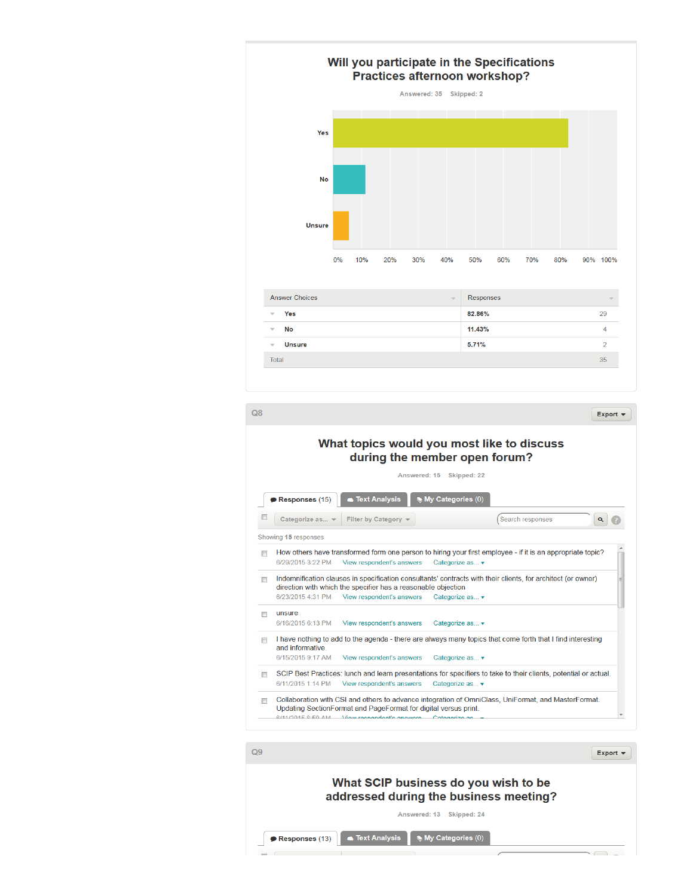## Will you participate in the Specifications Practices afternoon workshop?

Answered: 35 Skipped: 2

| Answer Choices | Responses | |
|---|---|---|
| Yes | 82.86% | 29 |
| No | 11.43% | 4 |
| Unsure | 5.71% | 2 |
| Total | | 35 |

## Q8

Export

### What topics would you most like to discuss during the member open forum?

Answered: 15 Skipped: 22

Responses (15) | Text Analysis | My Categories (0)

Categorize as... | Filter by Category | Search responses

Showing 15 responses

- How others have transformed form one person to hiring your first employee - if it is an appropriate topic?
  6/29/2015 3:22 PM View respondent's answers Categorize as...
- Indemnification clauses in specification consultants' contracts with their clients, for architect (or owner) direction with which the specifier has a reasonable objection
  6/23/2015 4:31 PM View respondent's answers Categorize as...
- unsure
  6/16/2015 6:13 PM View respondent's answers Categorize as...
- I have nothing to add to the agenda - there are always many topics that come forth that I find interesting and informative.
  6/15/2015 9:17 AM View respondent's answers Categorize as...
- SCIP Best Practices: lunch and learn presentations for specifiers to take to their clients, potential or actual.
  6/11/2015 1:14 PM View respondent's answers Categorize as...
- Collaboration with CSI and others to advance integration of OmniClass, UniFormat, and MasterFormat. Updating SectionFormat and PageFormat for digital versus print.

## Q9

Export

### What SCIP business do you wish to be addressed during the business meeting?

Answered: 13 Skipped: 24

Responses (13) | Text Analysis | My Categories (0)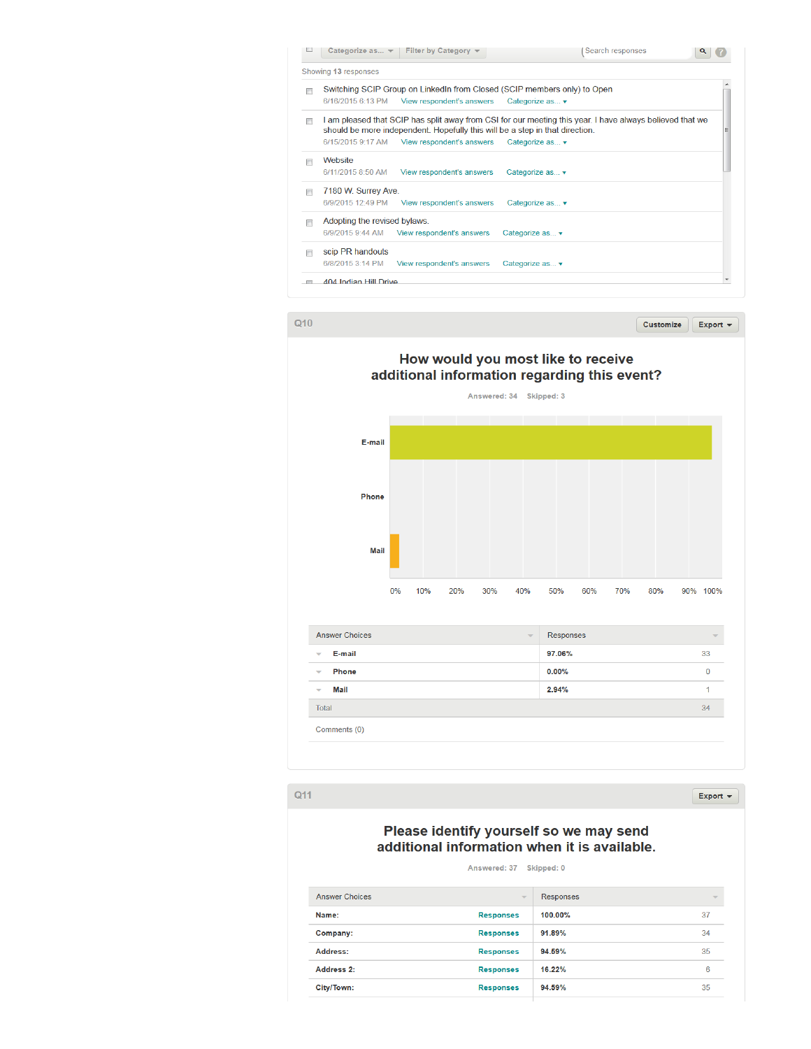Categorize as... Filter by Category Search responses

Showing **13** responses

- Switching SCIP Group on LinkedIn from Closed (SCIP members only) to Open
  6/18/2015 6:13 PM View respondent's answers Categorize as...
- I am pleased that SCIP has split away from CSI for our meeting this year. I have always believed that we should be more independent. Hopefully this will be a step in that direction.
  6/15/2015 9:17 AM View respondent's answers Categorize as...
- Website
  6/11/2015 8:50 AM View respondent's answers Categorize as...
- 7180 W. Surrey Ave.
  6/9/2015 12:49 PM View respondent's answers Categorize as...
- Adopting the revised bylaws.
  6/9/2015 9:44 AM View respondent's answers Categorize as...
- scip PR handouts
  6/8/2015 3:14 PM View respondent's answers Categorize as...
- 404 Indian Hill Drive

## Q10

Customize Export

### How would you most like to receive additional information regarding this event?

Answered: 34 Skipped: 3

| Answer Choices | Responses | |
|---|---|---|
| E-mail | 97.06% | 33 |
| Phone | 0.00% | 0 |
| Mail | 2.94% | 1 |
| Total | | 34 |

Comments (0)

## Q11

Export

### Please identify yourself so we may send additional information when it is available.

Answered: 37 Skipped: 0

| Answer Choices | | Responses | |
|---|---|---|---|
| Name: | Responses | 100.00% | 37 |
| Company: | Responses | 91.89% | 34 |
| Address: | Responses | 94.59% | 35 |
| Address 2: | Responses | 16.22% | 6 |
| City/Town: | Responses | 94.59% | 35 |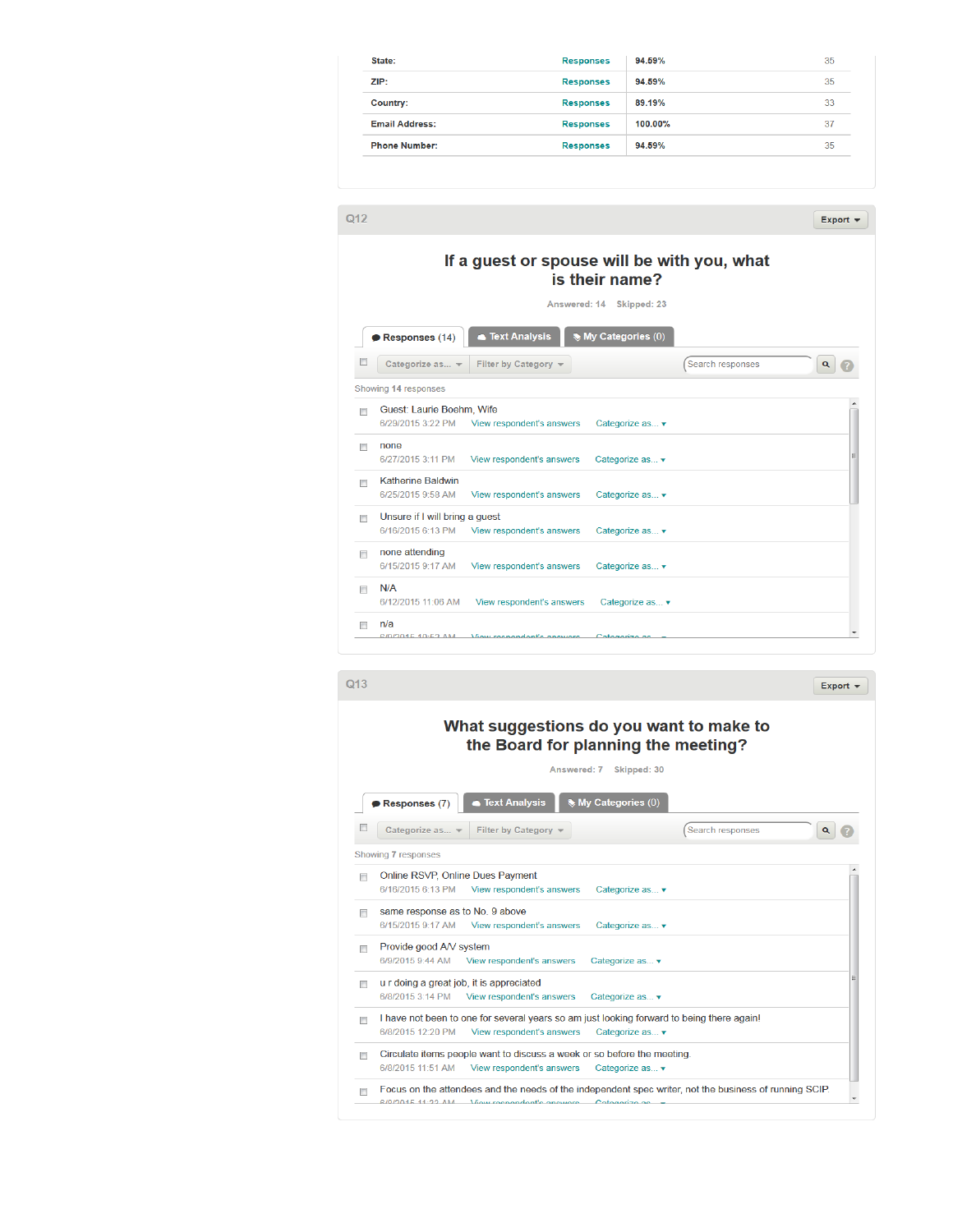| | | | |
|---|---|---|---|
| State: | Responses | 94.59% | 35 |
| ZIP: | Responses | 94.59% | 35 |
| Country: | Responses | 89.19% | 33 |
| Email Address: | Responses | 100.00% | 37 |
| Phone Number: | Responses | 94.59% | 35 |

Q12

Export

## If a guest or spouse will be with you, what is their name?

Answered: 14 Skipped: 23

Responses (14) | Text Analysis | My Categories (0)

Categorize as... | Filter by Category | Search responses

Showing 14 responses

Guest: Laurie Boehm, Wife
6/29/2015 3:22 PM View respondent's answers Categorize as...

none
6/27/2015 3:11 PM View respondent's answers Categorize as...

Katherine Baldwin
6/25/2015 9:58 AM View respondent's answers Categorize as...

Unsure if I will bring a guest
6/16/2015 6:13 PM View respondent's answers Categorize as...

none attending
6/15/2015 9:17 AM View respondent's answers Categorize as...

N/A
6/12/2015 11:06 AM View respondent's answers Categorize as...

n/a

Q13

Export

## What suggestions do you want to make to the Board for planning the meeting?

Answered: 7 Skipped: 30

Responses (7) | Text Analysis | My Categories (0)

Categorize as... | Filter by Category | Search responses

Showing 7 responses

Online RSVP, Online Dues Payment
6/16/2015 6:13 PM View respondent's answers Categorize as...

same response as to No. 9 above
6/15/2015 9:17 AM View respondent's answers Categorize as...

Provide good A/V system
6/9/2015 9:44 AM View respondent's answers Categorize as...

u r doing a great job, it is appreciated
6/8/2015 3:14 PM View respondent's answers Categorize as...

I have not been to one for several years so am just looking forward to being there again!
6/8/2015 12:20 PM View respondent's answers Categorize as...

Circulate items people want to discuss a week or so before the meeting.
6/8/2015 11:51 AM View respondent's answers Categorize as...

Focus on the attendees and the needs of the independent spec writer, not the business of running SCIP.